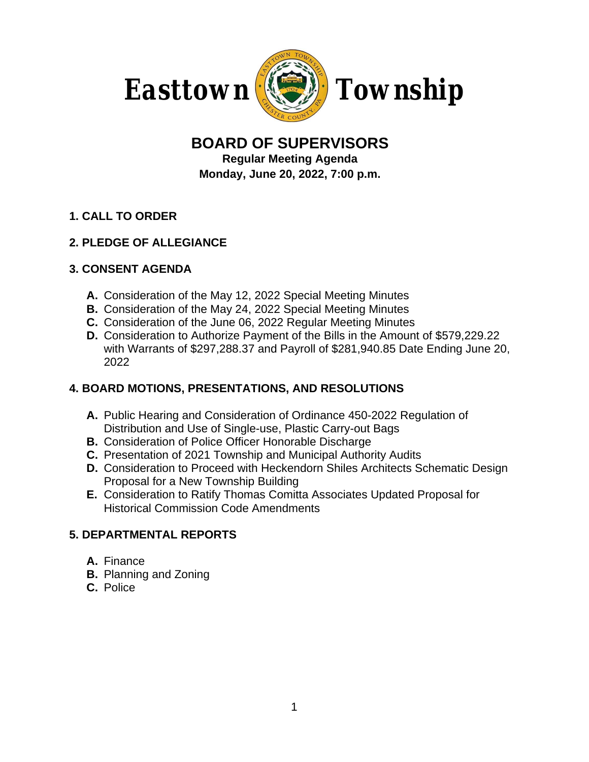# Easttown Township

## BOARD OF SUPERVISORS

**Regular Meeting Agenda**
**Monday, June 20, 2022, 7:00 p.m.**

### 1. CALL TO ORDER

### 2. PLEDGE OF ALLEGIANCE

### 3. CONSENT AGENDA

- **A.** Consideration of the May 12, 2022 Special Meeting Minutes
- **B.** Consideration of the May 24, 2022 Special Meeting Minutes
- **C.** Consideration of the June 06, 2022 Regular Meeting Minutes
- **D.** Consideration to Authorize Payment of the Bills in the Amount of $579,229.22 with Warrants of $297,288.37 and Payroll of $281,940.85 Date Ending June 20, 2022

### 4. BOARD MOTIONS, PRESENTATIONS, AND RESOLUTIONS

- **A.** Public Hearing and Consideration of Ordinance 450-2022 Regulation of Distribution and Use of Single-use, Plastic Carry-out Bags
- **B.** Consideration of Police Officer Honorable Discharge
- **C.** Presentation of 2021 Township and Municipal Authority Audits
- **D.** Consideration to Proceed with Heckendorn Shiles Architects Schematic Design Proposal for a New Township Building
- **E.** Consideration to Ratify Thomas Comitta Associates Updated Proposal for Historical Commission Code Amendments

### 5. DEPARTMENTAL REPORTS

- **A.** Finance
- **B.** Planning and Zoning
- **C.** Police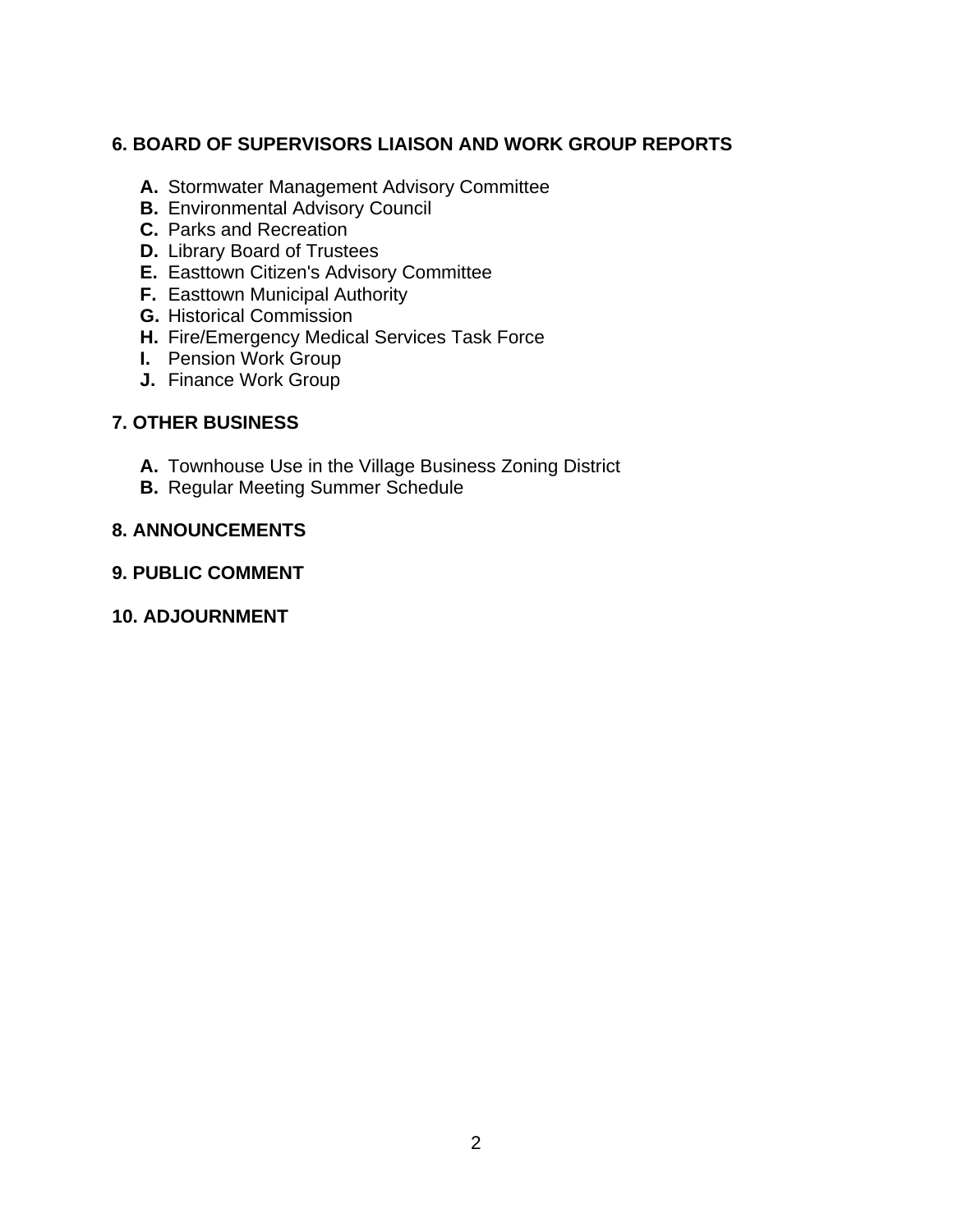**6. BOARD OF SUPERVISORS LIAISON AND WORK GROUP REPORTS**

- **A.** Stormwater Management Advisory Committee
- **B.** Environmental Advisory Council
- **C.** Parks and Recreation
- **D.** Library Board of Trustees
- **E.** Easttown Citizen's Advisory Committee
- **F.** Easttown Municipal Authority
- **G.** Historical Commission
- **H.** Fire/Emergency Medical Services Task Force
- **I.** Pension Work Group
- **J.** Finance Work Group

**7. OTHER BUSINESS**

- **A.** Townhouse Use in the Village Business Zoning District
- **B.** Regular Meeting Summer Schedule

**8. ANNOUNCEMENTS**

**9. PUBLIC COMMENT**

**10. ADJOURNMENT**